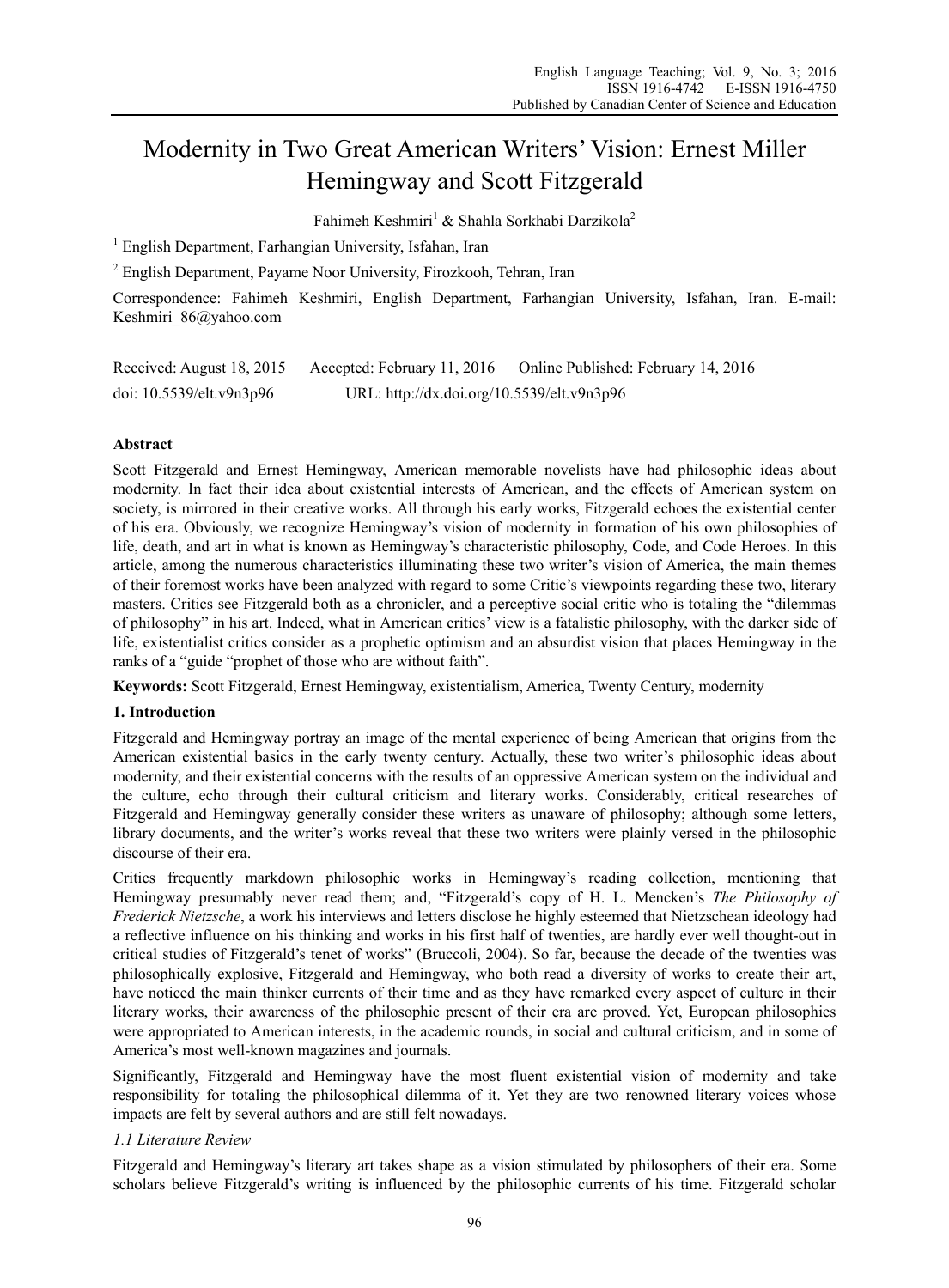# Modernity in Two Great American Writers' Vision: Ernest Miller Hemingway and Scott Fitzgerald

Fahimeh Keshmiri[1] & Shahla Sorkhabi Darzikola[2]

[1] English Department, Farhangian University, Isfahan, Iran

[2] English Department, Payame Noor University, Firozkooh, Tehran, Iran

Correspondence: Fahimeh Keshmiri, English Department, Farhangian University, Isfahan, Iran. E-mail: Keshmiri_86@yahoo.com

Received: August 18, 2015 Accepted: February 11, 2016 Online Published: February 14, 2016

doi: 10.5539/elt.v9n3p96 URL: http://dx.doi.org/10.5539/elt.v9n3p96

## Abstract

Scott Fitzgerald and Ernest Hemingway, American memorable novelists have had philosophic ideas about modernity. In fact their idea about existential interests of American, and the effects of American system on society, is mirrored in their creative works. All through his early works, Fitzgerald echoes the existential center of his era. Obviously, we recognize Hemingway's vision of modernity in formation of his own philosophies of life, death, and art in what is known as Hemingway's characteristic philosophy, Code, and Code Heroes. In this article, among the numerous characteristics illuminating these two writer's vision of America, the main themes of their foremost works have been analyzed with regard to some Critic's viewpoints regarding these two, literary masters. Critics see Fitzgerald both as a chronicler, and a perceptive social critic who is totaling the "dilemmas of philosophy" in his art. Indeed, what in American critics' view is a fatalistic philosophy, with the darker side of life, existentialist critics consider as a prophetic optimism and an absurdist vision that places Hemingway in the ranks of a "guide "prophet of those who are without faith".

**Keywords:** Scott Fitzgerald, Ernest Hemingway, existentialism, America, Twenty Century, modernity

## 1. Introduction

Fitzgerald and Hemingway portray an image of the mental experience of being American that origins from the American existential basics in the early twenty century. Actually, these two writer's philosophic ideas about modernity, and their existential concerns with the results of an oppressive American system on the individual and the culture, echo through their cultural criticism and literary works. Considerably, critical researches of Fitzgerald and Hemingway generally consider these writers as unaware of philosophy; although some letters, library documents, and the writer's works reveal that these two writers were plainly versed in the philosophic discourse of their era.

Critics frequently markdown philosophic works in Hemingway's reading collection, mentioning that Hemingway presumably never read them; and, "Fitzgerald's copy of H. L. Mencken's *The Philosophy of Frederick Nietzsche*, a work his interviews and letters disclose he highly esteemed that Nietzschean ideology had a reflective influence on his thinking and works in his first half of twenties, are hardly ever well thought-out in critical studies of Fitzgerald's tenet of works" (Bruccoli, 2004). So far, because the decade of the twenties was philosophically explosive, Fitzgerald and Hemingway, who both read a diversity of works to create their art, have noticed the main thinker currents of their time and as they have remarked every aspect of culture in their literary works, their awareness of the philosophic present of their era are proved. Yet, European philosophies were appropriated to American interests, in the academic rounds, in social and cultural criticism, and in some of America's most well-known magazines and journals.

Significantly, Fitzgerald and Hemingway have the most fluent existential vision of modernity and take responsibility for totaling the philosophical dilemma of it. Yet they are two renowned literary voices whose impacts are felt by several authors and are still felt nowadays.

### *1.1 Literature Review*

Fitzgerald and Hemingway's literary art takes shape as a vision stimulated by philosophers of their era. Some scholars believe Fitzgerald's writing is influenced by the philosophic currents of his time. Fitzgerald scholar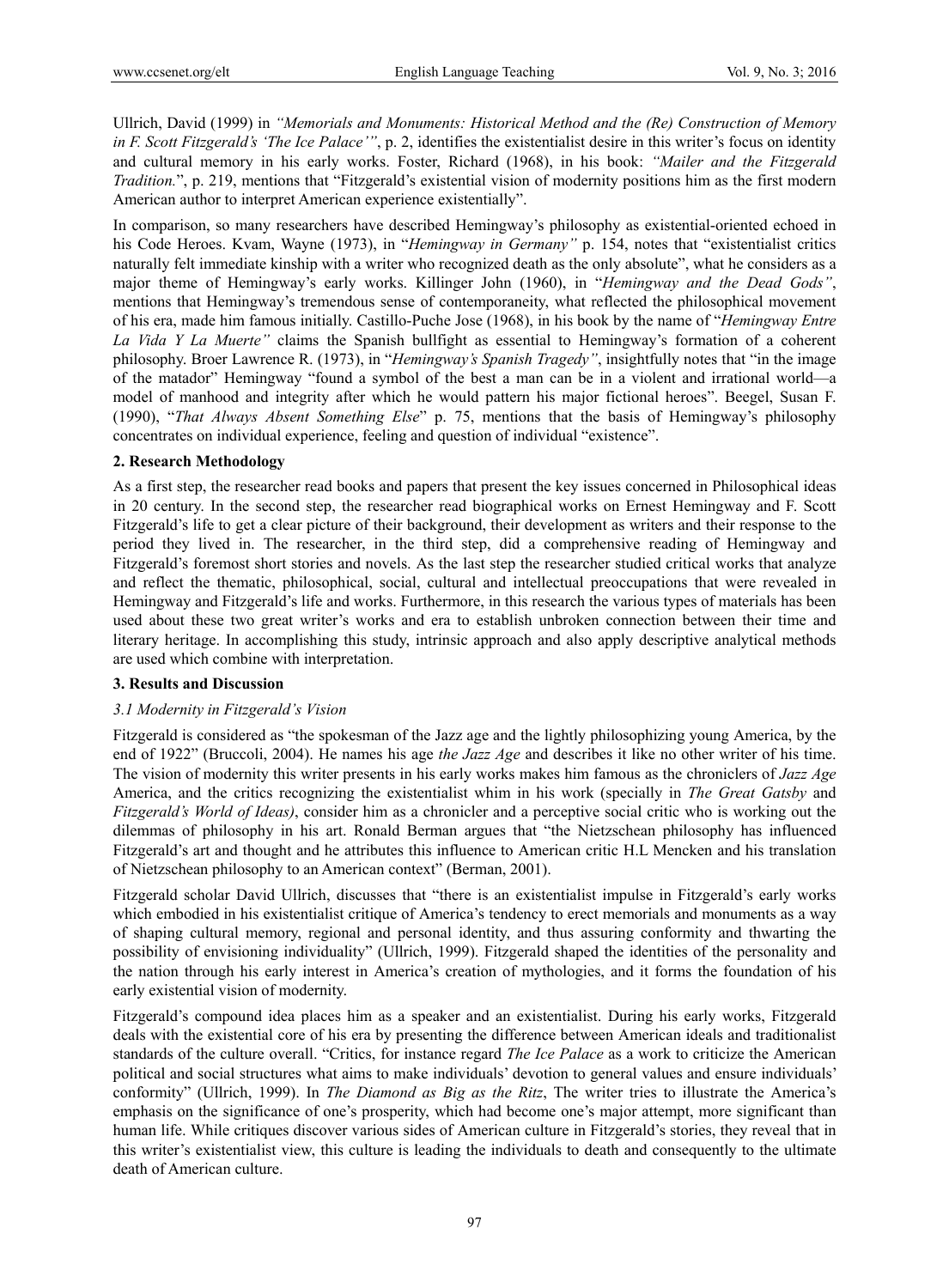Ullrich, David (1999) in *"Memorials and Monuments: Historical Method and the (Re) Construction of Memory in F. Scott Fitzgerald's 'The Ice Palace'"*, p. 2, identifies the existentialist desire in this writer's focus on identity and cultural memory in his early works. Foster, Richard (1968), in his book: *"Mailer and the Fitzgerald Tradition.*", p. 219, mentions that "Fitzgerald's existential vision of modernity positions him as the first modern American author to interpret American experience existentially".

In comparison, so many researchers have described Hemingway's philosophy as existential-oriented echoed in his Code Heroes. Kvam, Wayne (1973), in "*Hemingway in Germany"* p. 154, notes that "existentialist critics naturally felt immediate kinship with a writer who recognized death as the only absolute", what he considers as a major theme of Hemingway's early works. Killinger John (1960), in "*Hemingway and the Dead Gods"*, mentions that Hemingway's tremendous sense of contemporaneity, what reflected the philosophical movement of his era, made him famous initially. Castillo-Puche Jose (1968), in his book by the name of "*Hemingway Entre La Vida Y La Muerte"* claims the Spanish bullfight as essential to Hemingway's formation of a coherent philosophy. Broer Lawrence R. (1973), in "*Hemingway's Spanish Tragedy"*, insightfully notes that "in the image of the matador" Hemingway "found a symbol of the best a man can be in a violent and irrational world—a model of manhood and integrity after which he would pattern his major fictional heroes". Beegel, Susan F. (1990), "*That Always Absent Something Else*" p. 75, mentions that the basis of Hemingway's philosophy concentrates on individual experience, feeling and question of individual "existence".

## 2. Research Methodology

As a first step, the researcher read books and papers that present the key issues concerned in Philosophical ideas in 20 century. In the second step, the researcher read biographical works on Ernest Hemingway and F. Scott Fitzgerald's life to get a clear picture of their background, their development as writers and their response to the period they lived in. The researcher, in the third step, did a comprehensive reading of Hemingway and Fitzgerald's foremost short stories and novels. As the last step the researcher studied critical works that analyze and reflect the thematic, philosophical, social, cultural and intellectual preoccupations that were revealed in Hemingway and Fitzgerald's life and works. Furthermore, in this research the various types of materials has been used about these two great writer's works and era to establish unbroken connection between their time and literary heritage. In accomplishing this study, intrinsic approach and also apply descriptive analytical methods are used which combine with interpretation.

## 3. Results and Discussion

### *3.1 Modernity in Fitzgerald's Vision*

Fitzgerald is considered as "the spokesman of the Jazz age and the lightly philosophizing young America, by the end of 1922" (Bruccoli, 2004). He names his age *the Jazz Age* and describes it like no other writer of his time. The vision of modernity this writer presents in his early works makes him famous as the chroniclers of *Jazz Age* America, and the critics recognizing the existentialist whim in his work (specially in *The Great Gatsby* and *Fitzgerald's World of Ideas)*, consider him as a chronicler and a perceptive social critic who is working out the dilemmas of philosophy in his art. Ronald Berman argues that "the Nietzschean philosophy has influenced Fitzgerald's art and thought and he attributes this influence to American critic H.L Mencken and his translation of Nietzschean philosophy to an American context" (Berman, 2001).

Fitzgerald scholar David Ullrich, discusses that "there is an existentialist impulse in Fitzgerald's early works which embodied in his existentialist critique of America's tendency to erect memorials and monuments as a way of shaping cultural memory, regional and personal identity, and thus assuring conformity and thwarting the possibility of envisioning individuality" (Ullrich, 1999). Fitzgerald shaped the identities of the personality and the nation through his early interest in America's creation of mythologies, and it forms the foundation of his early existential vision of modernity.

Fitzgerald's compound idea places him as a speaker and an existentialist. During his early works, Fitzgerald deals with the existential core of his era by presenting the difference between American ideals and traditionalist standards of the culture overall. "Critics, for instance regard *The Ice Palace* as a work to criticize the American political and social structures what aims to make individuals' devotion to general values and ensure individuals' conformity" (Ullrich, 1999). In *The Diamond as Big as the Ritz*, The writer tries to illustrate the America's emphasis on the significance of one's prosperity, which had become one's major attempt, more significant than human life. While critiques discover various sides of American culture in Fitzgerald's stories, they reveal that in this writer's existentialist view, this culture is leading the individuals to death and consequently to the ultimate death of American culture.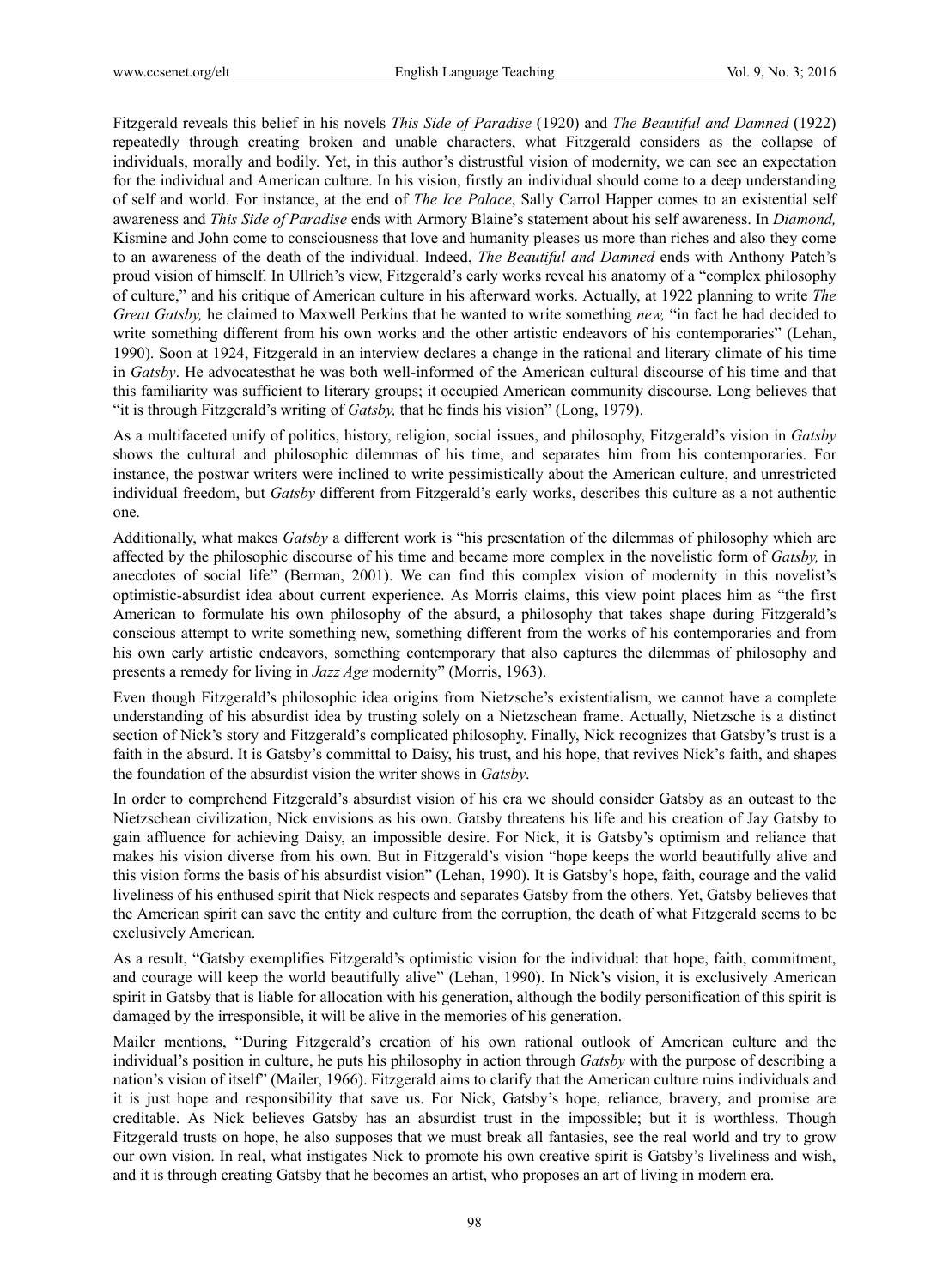Fitzgerald reveals this belief in his novels *This Side of Paradise* (1920) and *The Beautiful and Damned* (1922) repeatedly through creating broken and unable characters, what Fitzgerald considers as the collapse of individuals, morally and bodily. Yet, in this author's distrustful vision of modernity, we can see an expectation for the individual and American culture. In his vision, firstly an individual should come to a deep understanding of self and world. For instance, at the end of *The Ice Palace*, Sally Carrol Happer comes to an existential self awareness and *This Side of Paradise* ends with Armory Blaine's statement about his self awareness. In *Diamond,* Kismine and John come to consciousness that love and humanity pleases us more than riches and also they come to an awareness of the death of the individual. Indeed, *The Beautiful and Damned* ends with Anthony Patch's proud vision of himself. In Ullrich's view, Fitzgerald's early works reveal his anatomy of a "complex philosophy of culture," and his critique of American culture in his afterward works. Actually, at 1922 planning to write *The Great Gatsby,* he claimed to Maxwell Perkins that he wanted to write something *new,* "in fact he had decided to write something different from his own works and the other artistic endeavors of his contemporaries" (Lehan, 1990). Soon at 1924, Fitzgerald in an interview declares a change in the rational and literary climate of his time in *Gatsby*. He advocatesthat he was both well-informed of the American cultural discourse of his time and that this familiarity was sufficient to literary groups; it occupied American community discourse. Long believes that "it is through Fitzgerald's writing of *Gatsby,* that he finds his vision" (Long, 1979).

As a multifaceted unify of politics, history, religion, social issues, and philosophy, Fitzgerald's vision in *Gatsby* shows the cultural and philosophic dilemmas of his time, and separates him from his contemporaries. For instance, the postwar writers were inclined to write pessimistically about the American culture, and unrestricted individual freedom, but *Gatsby* different from Fitzgerald's early works, describes this culture as a not authentic one.

Additionally, what makes *Gatsby* a different work is "his presentation of the dilemmas of philosophy which are affected by the philosophic discourse of his time and became more complex in the novelistic form of *Gatsby,* in anecdotes of social life" (Berman, 2001). We can find this complex vision of modernity in this novelist's optimistic-absurdist idea about current experience. As Morris claims, this view point places him as "the first American to formulate his own philosophy of the absurd, a philosophy that takes shape during Fitzgerald's conscious attempt to write something new, something different from the works of his contemporaries and from his own early artistic endeavors, something contemporary that also captures the dilemmas of philosophy and presents a remedy for living in *Jazz Age* modernity" (Morris, 1963).

Even though Fitzgerald's philosophic idea origins from Nietzsche's existentialism, we cannot have a complete understanding of his absurdist idea by trusting solely on a Nietzschean frame. Actually, Nietzsche is a distinct section of Nick's story and Fitzgerald's complicated philosophy. Finally, Nick recognizes that Gatsby's trust is a faith in the absurd. It is Gatsby's committal to Daisy, his trust, and his hope, that revives Nick's faith, and shapes the foundation of the absurdist vision the writer shows in *Gatsby*.

In order to comprehend Fitzgerald's absurdist vision of his era we should consider Gatsby as an outcast to the Nietzschean civilization, Nick envisions as his own. Gatsby threatens his life and his creation of Jay Gatsby to gain affluence for achieving Daisy, an impossible desire. For Nick, it is Gatsby's optimism and reliance that makes his vision diverse from his own. But in Fitzgerald's vision "hope keeps the world beautifully alive and this vision forms the basis of his absurdist vision" (Lehan, 1990). It is Gatsby's hope, faith, courage and the valid liveliness of his enthused spirit that Nick respects and separates Gatsby from the others. Yet, Gatsby believes that the American spirit can save the entity and culture from the corruption, the death of what Fitzgerald seems to be exclusively American.

As a result, "Gatsby exemplifies Fitzgerald's optimistic vision for the individual: that hope, faith, commitment, and courage will keep the world beautifully alive" (Lehan, 1990). In Nick's vision, it is exclusively American spirit in Gatsby that is liable for allocation with his generation, although the bodily personification of this spirit is damaged by the irresponsible, it will be alive in the memories of his generation.

Mailer mentions, "During Fitzgerald's creation of his own rational outlook of American culture and the individual's position in culture, he puts his philosophy in action through *Gatsby* with the purpose of describing a nation's vision of itself" (Mailer, 1966). Fitzgerald aims to clarify that the American culture ruins individuals and it is just hope and responsibility that save us. For Nick, Gatsby's hope, reliance, bravery, and promise are creditable. As Nick believes Gatsby has an absurdist trust in the impossible; but it is worthless. Though Fitzgerald trusts on hope, he also supposes that we must break all fantasies, see the real world and try to grow our own vision. In real, what instigates Nick to promote his own creative spirit is Gatsby's liveliness and wish, and it is through creating Gatsby that he becomes an artist, who proposes an art of living in modern era.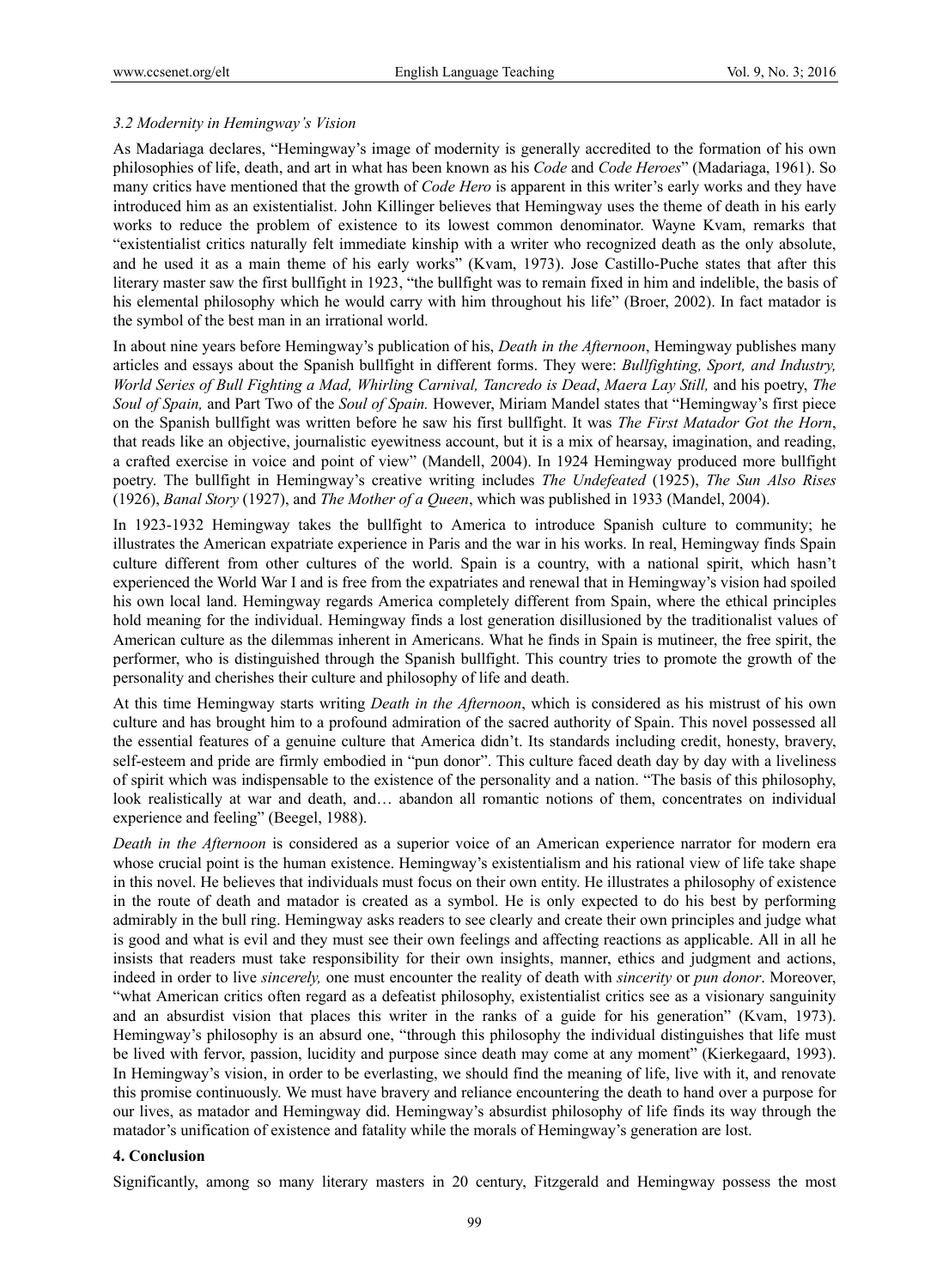### *3.2 Modernity in Hemingway's Vision*

As Madariaga declares, "Hemingway's image of modernity is generally accredited to the formation of his own philosophies of life, death, and art in what has been known as his *Code* and *Code Heroes*" (Madariaga, 1961). So many critics have mentioned that the growth of *Code Hero* is apparent in this writer's early works and they have introduced him as an existentialist. John Killinger believes that Hemingway uses the theme of death in his early works to reduce the problem of existence to its lowest common denominator. Wayne Kvam, remarks that "existentialist critics naturally felt immediate kinship with a writer who recognized death as the only absolute, and he used it as a main theme of his early works" (Kvam, 1973). Jose Castillo-Puche states that after this literary master saw the first bullfight in 1923, "the bullfight was to remain fixed in him and indelible, the basis of his elemental philosophy which he would carry with him throughout his life" (Broer, 2002). In fact matador is the symbol of the best man in an irrational world.

In about nine years before Hemingway's publication of his, *Death in the Afternoon*, Hemingway publishes many articles and essays about the Spanish bullfight in different forms. They were: *Bullfighting, Sport, and Industry, World Series of Bull Fighting a Mad, Whirling Carnival, Tancredo is Dead*, *Maera Lay Still,* and his poetry, *The Soul of Spain,* and Part Two of the *Soul of Spain.* However, Miriam Mandel states that "Hemingway's first piece on the Spanish bullfight was written before he saw his first bullfight. It was *The First Matador Got the Horn*, that reads like an objective, journalistic eyewitness account, but it is a mix of hearsay, imagination, and reading, a crafted exercise in voice and point of view" (Mandell, 2004). In 1924 Hemingway produced more bullfight poetry. The bullfight in Hemingway's creative writing includes *The Undefeated* (1925), *The Sun Also Rises* (1926), *Banal Story* (1927), and *The Mother of a Queen*, which was published in 1933 (Mandel, 2004).

In 1923-1932 Hemingway takes the bullfight to America to introduce Spanish culture to community; he illustrates the American expatriate experience in Paris and the war in his works. In real, Hemingway finds Spain culture different from other cultures of the world. Spain is a country, with a national spirit, which hasn't experienced the World War I and is free from the expatriates and renewal that in Hemingway's vision had spoiled his own local land. Hemingway regards America completely different from Spain, where the ethical principles hold meaning for the individual. Hemingway finds a lost generation disillusioned by the traditionalist values of American culture as the dilemmas inherent in Americans. What he finds in Spain is mutineer, the free spirit, the performer, who is distinguished through the Spanish bullfight. This country tries to promote the growth of the personality and cherishes their culture and philosophy of life and death.

At this time Hemingway starts writing *Death in the Afternoon*, which is considered as his mistrust of his own culture and has brought him to a profound admiration of the sacred authority of Spain. This novel possessed all the essential features of a genuine culture that America didn't. Its standards including credit, honesty, bravery, self-esteem and pride are firmly embodied in "pun donor". This culture faced death day by day with a liveliness of spirit which was indispensable to the existence of the personality and a nation. "The basis of this philosophy, look realistically at war and death, and… abandon all romantic notions of them, concentrates on individual experience and feeling" (Beegel, 1988).

*Death in the Afternoon* is considered as a superior voice of an American experience narrator for modern era whose crucial point is the human existence. Hemingway's existentialism and his rational view of life take shape in this novel. He believes that individuals must focus on their own entity. He illustrates a philosophy of existence in the route of death and matador is created as a symbol. He is only expected to do his best by performing admirably in the bull ring. Hemingway asks readers to see clearly and create their own principles and judge what is good and what is evil and they must see their own feelings and affecting reactions as applicable. All in all he insists that readers must take responsibility for their own insights, manner, ethics and judgment and actions, indeed in order to live *sincerely,* one must encounter the reality of death with *sincerity* or *pun donor*. Moreover, "what American critics often regard as a defeatist philosophy, existentialist critics see as a visionary sanguinity and an absurdist vision that places this writer in the ranks of a guide for his generation" (Kvam, 1973). Hemingway's philosophy is an absurd one, "through this philosophy the individual distinguishes that life must be lived with fervor, passion, lucidity and purpose since death may come at any moment" (Kierkegaard, 1993). In Hemingway's vision, in order to be everlasting, we should find the meaning of life, live with it, and renovate this promise continuously. We must have bravery and reliance encountering the death to hand over a purpose for our lives, as matador and Hemingway did. Hemingway's absurdist philosophy of life finds its way through the matador's unification of existence and fatality while the morals of Hemingway's generation are lost.

## 4. Conclusion

Significantly, among so many literary masters in 20 century, Fitzgerald and Hemingway possess the most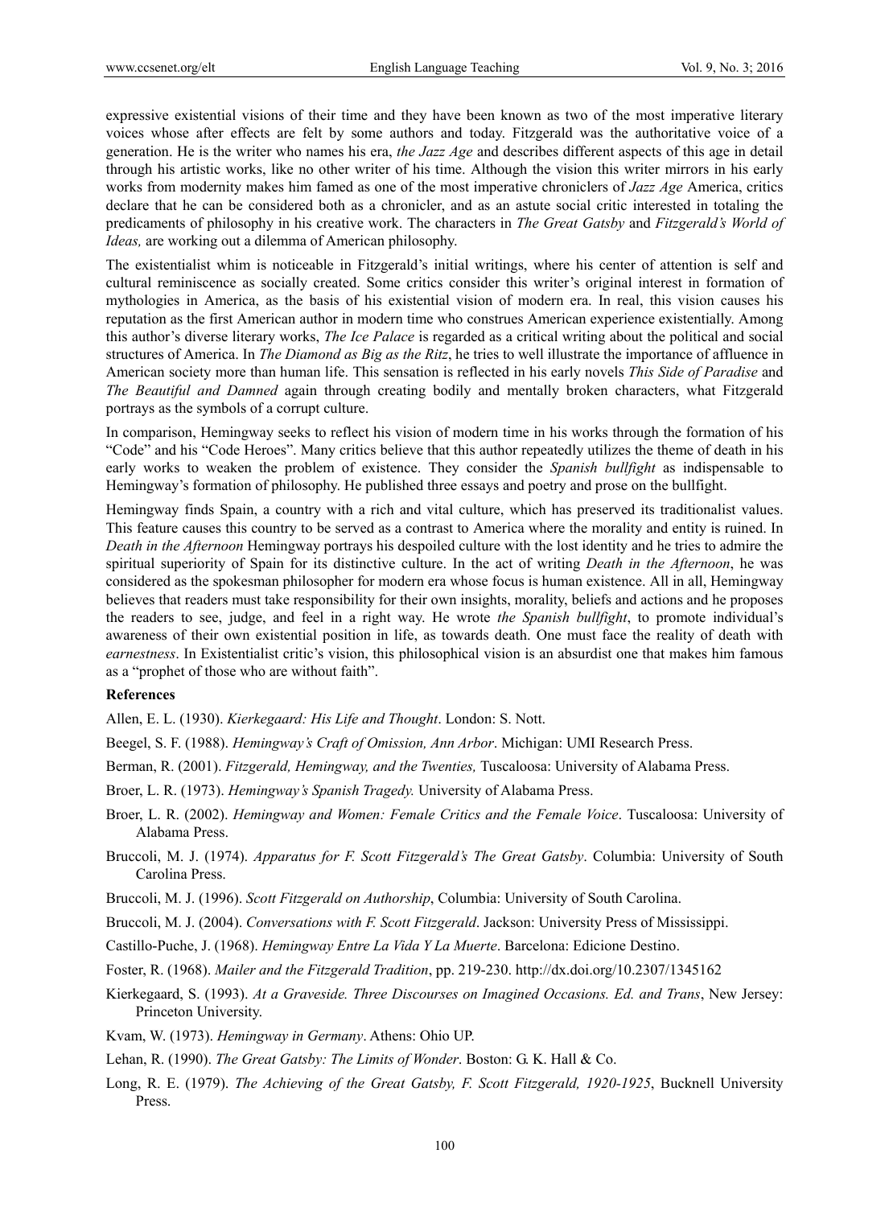expressive existential visions of their time and they have been known as two of the most imperative literary voices whose after effects are felt by some authors and today. Fitzgerald was the authoritative voice of a generation. He is the writer who names his era, *the Jazz Age* and describes different aspects of this age in detail through his artistic works, like no other writer of his time. Although the vision this writer mirrors in his early works from modernity makes him famed as one of the most imperative chroniclers of *Jazz Age* America, critics declare that he can be considered both as a chronicler, and as an astute social critic interested in totaling the predicaments of philosophy in his creative work. The characters in *The Great Gatsby* and *Fitzgerald's World of Ideas,* are working out a dilemma of American philosophy.

The existentialist whim is noticeable in Fitzgerald's initial writings, where his center of attention is self and cultural reminiscence as socially created. Some critics consider this writer's original interest in formation of mythologies in America, as the basis of his existential vision of modern era. In real, this vision causes his reputation as the first American author in modern time who construes American experience existentially. Among this author's diverse literary works, *The Ice Palace* is regarded as a critical writing about the political and social structures of America. In *The Diamond as Big as the Ritz*, he tries to well illustrate the importance of affluence in American society more than human life. This sensation is reflected in his early novels *This Side of Paradise* and *The Beautiful and Damned* again through creating bodily and mentally broken characters, what Fitzgerald portrays as the symbols of a corrupt culture.

In comparison, Hemingway seeks to reflect his vision of modern time in his works through the formation of his "Code" and his "Code Heroes". Many critics believe that this author repeatedly utilizes the theme of death in his early works to weaken the problem of existence. They consider the *Spanish bullfight* as indispensable to Hemingway's formation of philosophy. He published three essays and poetry and prose on the bullfight.

Hemingway finds Spain, a country with a rich and vital culture, which has preserved its traditionalist values. This feature causes this country to be served as a contrast to America where the morality and entity is ruined. In *Death in the Afternoon* Hemingway portrays his despoiled culture with the lost identity and he tries to admire the spiritual superiority of Spain for its distinctive culture. In the act of writing *Death in the Afternoon*, he was considered as the spokesman philosopher for modern era whose focus is human existence. All in all, Hemingway believes that readers must take responsibility for their own insights, morality, beliefs and actions and he proposes the readers to see, judge, and feel in a right way. He wrote *the Spanish bullfight*, to promote individual's awareness of their own existential position in life, as towards death. One must face the reality of death with *earnestness*. In Existentialist critic's vision, this philosophical vision is an absurdist one that makes him famous as a "prophet of those who are without faith".

**References**

Allen, E. L. (1930). *Kierkegaard: His Life and Thought*. London: S. Nott.

Beegel, S. F. (1988). *Hemingway's Craft of Omission, Ann Arbor*. Michigan: UMI Research Press.

Berman, R. (2001). *Fitzgerald, Hemingway, and the Twenties,* Tuscaloosa: University of Alabama Press.

Broer, L. R. (1973). *Hemingway's Spanish Tragedy.* University of Alabama Press.

Broer, L. R. (2002). *Hemingway and Women: Female Critics and the Female Voice*. Tuscaloosa: University of Alabama Press.

Bruccoli, M. J. (1974). *Apparatus for F. Scott Fitzgerald's The Great Gatsby*. Columbia: University of South Carolina Press.

Bruccoli, M. J. (1996). *Scott Fitzgerald on Authorship*, Columbia: University of South Carolina.

Bruccoli, M. J. (2004). *Conversations with F. Scott Fitzgerald*. Jackson: University Press of Mississippi.

Castillo-Puche, J. (1968). *Hemingway Entre La Vida Y La Muerte*. Barcelona: Edicione Destino.

Foster, R. (1968). *Mailer and the Fitzgerald Tradition*, pp. 219-230. http://dx.doi.org/10.2307/1345162

Kierkegaard, S. (1993). *At a Graveside. Three Discourses on Imagined Occasions. Ed. and Trans*, New Jersey: Princeton University.

Kvam, W. (1973). *Hemingway in Germany*. Athens: Ohio UP.

Lehan, R. (1990). *The Great Gatsby: The Limits of Wonder*. Boston: G. K. Hall & Co.

Long, R. E. (1979). *The Achieving of the Great Gatsby, F. Scott Fitzgerald, 1920-1925*, Bucknell University Press.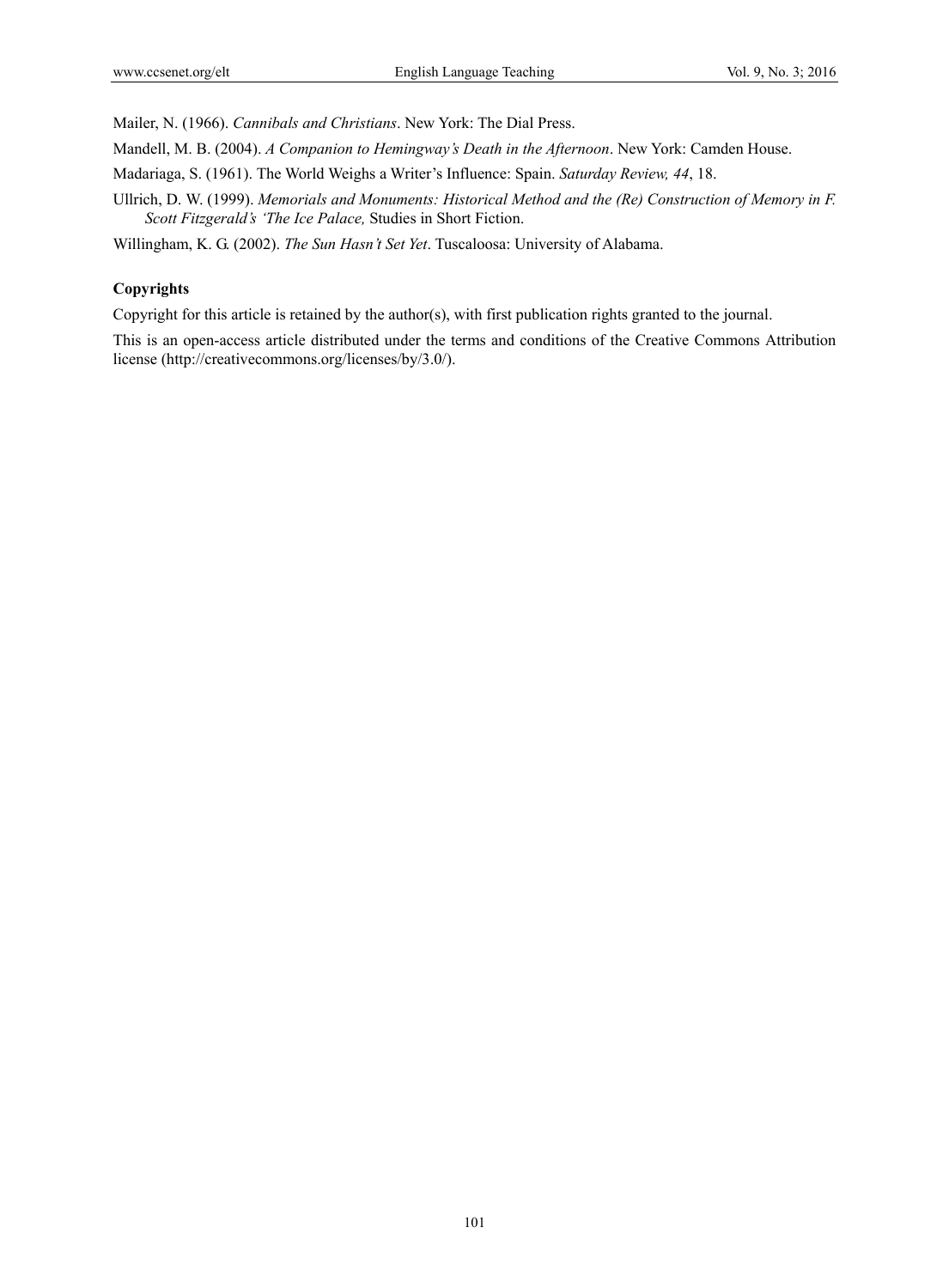Mailer, N. (1966). *Cannibals and Christians*. New York: The Dial Press.

Mandell, M. B. (2004). *A Companion to Hemingway's Death in the Afternoon*. New York: Camden House.

Madariaga, S. (1961). The World Weighs a Writer's Influence: Spain. *Saturday Review, 44*, 18.

Ullrich, D. W. (1999). *Memorials and Monuments: Historical Method and the (Re) Construction of Memory in F. Scott Fitzgerald's 'The Ice Palace,* Studies in Short Fiction.

Willingham, K. G. (2002). *The Sun Hasn't Set Yet*. Tuscaloosa: University of Alabama.

## Copyrights

Copyright for this article is retained by the author(s), with first publication rights granted to the journal.

This is an open-access article distributed under the terms and conditions of the Creative Commons Attribution license (http://creativecommons.org/licenses/by/3.0/).